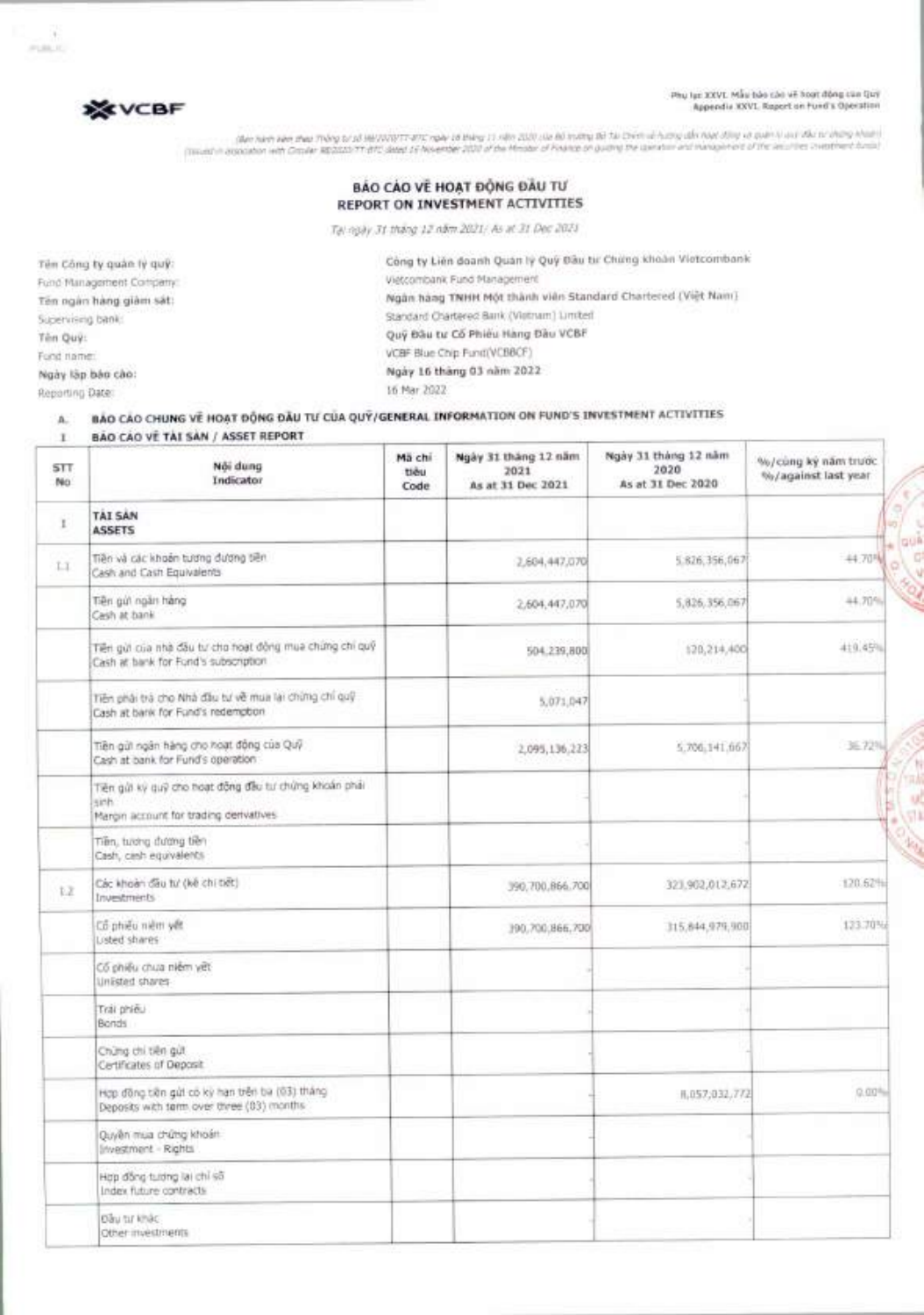**VCBF**

Phụ lục XXVI. Mẫu báo cáo về hoạt động của Quỹ
Appendix XXVI. Report on Fund's Operation

(Ban hành kèm theo Thông tư số 98/2020/TT-BTC ngày 16 tháng 11 năm 2020 của Bộ trưởng Bộ Tài Chính về hướng dẫn hoạt động và quản lý quỹ đầu tư chứng khoán)
(Issued in association with Circular 98/2020/TT-BTC dated 16 November 2020 of the Minister of Finance on guiding the operation and management of the securities investment funds)

# BÁO CÁO VỀ HOẠT ĐỘNG ĐẦU TƯ
# REPORT ON INVESTMENT ACTIVITIES

*Tại ngày 31 tháng 12 năm 2021/ As at 31 Dec 2021*

| | |
|---|---|
| Tên Công ty quản lý quỹ: Fund Management Company: | Công ty Liên doanh Quản lý Quỹ Đầu tư Chứng khoán Vietcombank Vietcombank Fund Management |
| Tên ngân hàng giám sát: Supervising bank: | Ngân hàng TNHH Một thành viên Standard Chartered (Việt Nam) Standard Chartered Bank (Vietnam) Limited |
| Tên Quỹ: Fund name: | Quỹ Đầu tư Cổ Phiếu Hàng Đầu VCBF VCBF Blue Chip Fund(VCBBCF) |
| Ngày lập báo cáo: Reporting Date: | Ngày 16 tháng 03 năm 2022 16 Mar 2022 |

**A. BÁO CÁO CHUNG VỀ HOẠT ĐỘNG ĐẦU TƯ CỦA QUỸ/GENERAL INFORMATION ON FUND'S INVESTMENT ACTIVITIES**

**I BÁO CÁO VỀ TÀI SẢN / ASSET REPORT**

| STT No | Nội dung Indicator | Mã chỉ tiêu Code | Ngày 31 tháng 12 năm 2021 As at 31 Dec 2021 | Ngày 31 tháng 12 năm 2020 As at 31 Dec 2020 | %/cùng kỳ năm trước %/against last year |
|---|---|---|---|---|---|
| I | **TÀI SẢN ASSETS** | | | | |
| I.1 | Tiền và các khoản tương đương tiền Cash and Cash Equivalents | | 2,604,447,070 | 5,826,356,067 | 44.70% |
| | Tiền gửi ngân hàng Cash at bank | | 2,604,447,070 | 5,826,356,067 | 44.70% |
| | Tiền gửi của nhà đầu tư cho hoạt động mua chứng chỉ quỹ Cash at bank for Fund's subscription | | 504,239,800 | 120,214,400 | 419.45% |
| | Tiền phải trả cho Nhà đầu tư về mua lại chứng chỉ quỹ Cash at bank for Fund's redemption | | 5,071,047 | | |
| | Tiền gửi ngân hàng cho hoạt động của Quỹ Cash at bank for Fund's operation | | 2,095,136,223 | 5,706,141,667 | 36.72% |
| | Tiền gửi ký quỹ cho hoạt động đầu tư chứng khoán phái sinh Margin account for trading derivatives | | | | |
| | Tiền, tương đương tiền Cash, cash equivalents | | | | |
| I.2 | Các khoản đầu tư (kê chi tiết) Investments | | 390,700,866,700 | 323,902,012,672 | 120.62% |
| | Cổ phiếu niêm yết Listed shares | | 390,700,866,700 | 315,844,979,900 | 123.70% |
| | Cổ phiếu chưa niêm yết Unlisted shares | | | | |
| | Trái phiếu Bonds | | | | |
| | Chứng chỉ tiền gửi Certificates of Deposit | | | | |
| | Hợp đồng tiền gửi có kỳ hạn trên ba (03) tháng Deposits with term over three (03) months | | | 8,057,032,772 | 0.00% |
| | Quyền mua chứng khoán Investment - Rights | | | | |
| | Hợp đồng tương lai chỉ số Index future contracts | | | | |
| | Đầu tư khác Other investments | | | | |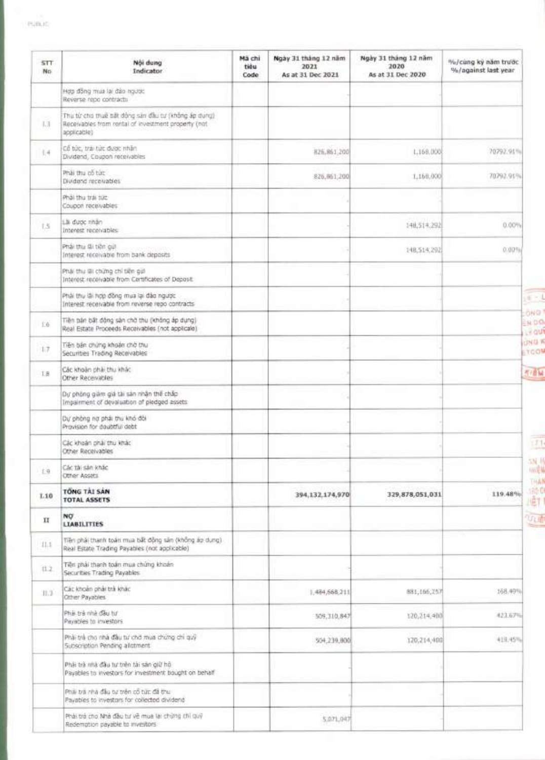| STT<br>No | Nội dung<br>Indicator | Mã chỉ tiêu<br>Code | Ngày 31 tháng 12 năm 2021<br>As at 31 Dec 2021 | Ngày 31 tháng 12 năm 2020<br>As at 31 Dec 2020 | %/cùng kỳ năm trước<br>%/against last year |
|---|---|---|---|---|---|
| | Hợp đồng mua lại đảo ngược<br>Reverse repo contracts | | | | |
| I.3 | Thu từ cho thuê bất động sản đầu tư (không áp dụng)<br>Receivables from rental of investment property (not applicable) | | | | |
| I.4 | Cổ tức, trái tức được nhận<br>Dividend, Coupon receivables | | 826,861,200 | 1,168,000 | 70792.91% |
| | Phải thu cổ tức<br>Dividend receivables | | 826,861,200 | 1,168,000 | 70792.91% |
| | Phải thu trái tức<br>Coupon receivables | | | | |
| I.5 | Lãi được nhận<br>Interest receivables | | - | 148,514,292 | 0.00% |
| | Phải thu lãi tiền gửi<br>Interest receivable from bank deposits | | - | 148,514,292 | 0.00% |
| | Phải thu lãi chứng chỉ tiền gửi<br>Interest receivable from Certificates of Deposit | | | | |
| | Phải thu lãi hợp đồng mua lại đảo ngược<br>Interest receivable from reverse repo contracts | | | | |
| I.6 | Tiền bán bất động sản chờ thu (không áp dụng)<br>Real Estate Proceeds Receivables (not applicale) | | | | |
| I.7 | Tiền bán chứng khoán chờ thu<br>Securities Trading Receivables | | | | |
| I.8 | Các khoản phải thu khác<br>Other Receivables | | | | |
| | Dự phòng giảm giá tài sản nhận thế chấp<br>Impairment of devaluation of pledged assets | | | | |
| | Dự phòng nợ phải thu khó đòi<br>Provision for doubtful debt | | | | |
| | Các khoản phải thu khác<br>Other Receivables | | | | |
| I.9 | Các tài sản khác<br>Other Assets | | | | |
| **I.10** | **TỔNG TÀI SẢN<br>TOTAL ASSETS** | | **394,132,174,970** | **329,878,051,031** | **119.48%** |
| **II** | **NỢ<br>LIABILITIES** | | | | |
| II.1 | Tiền phải thanh toán mua bất động sản (không áp dụng)<br>Real Estate Trading Payables (not applicable) | | | | |
| II.2 | Tiền phải thanh toán mua chứng khoán<br>Securities Trading Payables | | | | |
| II.3 | Các khoản phải trả khác<br>Other Payables | | 1,484,668,211 | 881,166,257 | 168.49% |
| | Phải trả nhà đầu tư<br>Payables to investors | | 509,310,847 | 120,214,400 | 423.67% |
| | Phải trả cho nhà đầu tư chờ mua chứng chỉ quỹ<br>Subscription Pending allotment | | 504,239,800 | 120,214,400 | 419.45% |
| | Phải trả nhà đầu tư trên tài sản giữ hộ<br>Payables to investors for investment bought on behalf | | | | |
| | Phải trả nhà đầu tư trên cổ tức đã thu<br>Payables to investors for collected dividend | | | | |
| | Phải trả cho Nhà đầu tư về mua lại chứng chỉ quỹ<br>Redemption payable to investors | | 5,071,047 | | |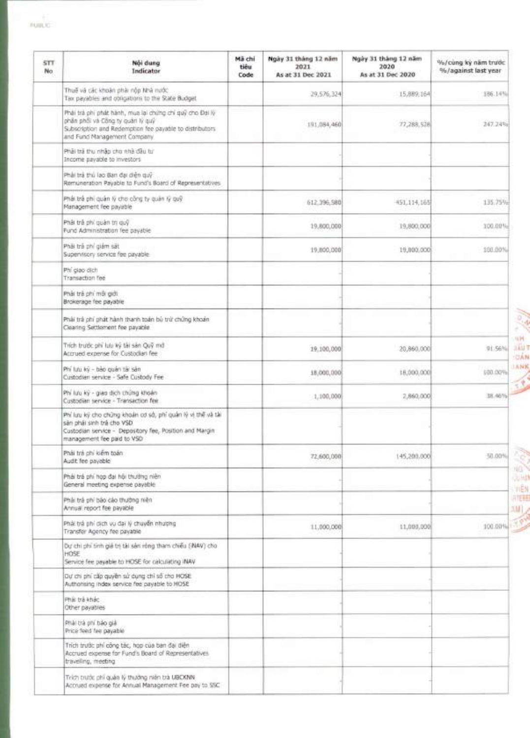| STT<br>No | Nội dung<br>Indicator | Mã chỉ tiêu<br>Code | Ngày 31 tháng 12 năm 2021<br>As at 31 Dec 2021 | Ngày 31 tháng 12 năm 2020<br>As at 31 Dec 2020 | %/cùng kỳ năm trước<br>%/against last year |
|---|---|---|---|---|---|
| | Thuế và các khoản phải nộp Nhà nước<br>Tax payables and obligations to the State Budget | | 29,576,324 | 15,889,164 | 186.14% |
| | Phải trả phí phát hành, mua lại chứng chỉ quỹ cho Đại lý phân phối và Công ty quản lý quỹ<br>Subscription and Redemption fee payable to distributors and Fund Management Company | | 191,084,460 | 77,288,528 | 247.24% |
| | Phải trả thu nhập cho nhà đầu tư<br>Income payable to investors | | - | | |
| | Phải trả thù lao Ban đại diện quỹ<br>Remuneration Payable to Fund's Board of Representatives | | - | | |
| | Phải trả phí quản lý cho công ty quản lý quỹ<br>Management fee payable | | 612,396,580 | 451,114,165 | 135.75% |
| | Phải trả phí quản trị quỹ<br>Fund Administration fee payable | | 19,800,000 | 19,800,000 | 100.00% |
| | Phải trả phí giám sát<br>Supervisory service fee payable | | 19,800,000 | 19,800,000 | 100.00% |
| | Phí giao dịch<br>Transaction fee | | - | | |
| | Phải trả phí môi giới<br>Brokerage fee payable | | - | | |
| | Phải trả phí phát hành thanh toán bù trừ chứng khoán<br>Clearing Settlement fee payable | | - | | |
| | Trích trước phí lưu ký tài sản Quỹ mở<br>Accrued expense for Custodian fee | | 19,100,000 | 20,860,000 | 91.56% |
| | Phí lưu ký - bảo quản tài sản<br>Custodian service - Safe Custody Fee | | 18,000,000 | 18,000,000 | 100.00% |
| | Phí lưu ký - giao dịch chứng khoán<br>Custodian service - Transaction fee | | 1,100,000 | 2,860,000 | 38.46% |
| | Phí lưu ký cho chứng khoán cơ sở, phí quản lý vị thế và tài sản phải sinh trả cho VSD<br>Custodian service - Depository fee, Position and Margin management fee paid to VSD | | - | | |
| | Phải trả phí kiểm toán<br>Audit fee payable | | 72,600,000 | 145,200,000 | 50.00% |
| | Phải trả phí họp đại hội thường niên<br>General meeting expense payable | | - | | |
| | Phải trả phí báo cáo thường niên<br>Annual report fee payable | | - | | |
| | Phải trả phí dịch vụ đại lý chuyển nhượng<br>Transfer Agency fee payable | | 11,000,000 | 11,000,000 | 100.00% |
| | Dự chi phí tính giá trị tài sản ròng tham chiếu (iNAV) cho HOSE<br>Service fee payable to HOSE for calculating iNAV | | - | | |
| | Dự chi phí cấp quyền sử dụng chỉ số cho HOSE<br>Authorising index service fee payable to HOSE | | - | | |
| | Phải trả khác<br>Other payables | | - | | |
| | Phải trả phí báo giá<br>Price feed fee payable | | - | | |
| | Trích trước phí công tác, họp của ban đại diện<br>Accrued expense for Fund's Board of Representatives traveling, meeting | | - | | |
| | Trích trước phí quản lý thường niên trả UBCKNN<br>Accrued expense for Annual Management Fee pay to SSC | | - | | |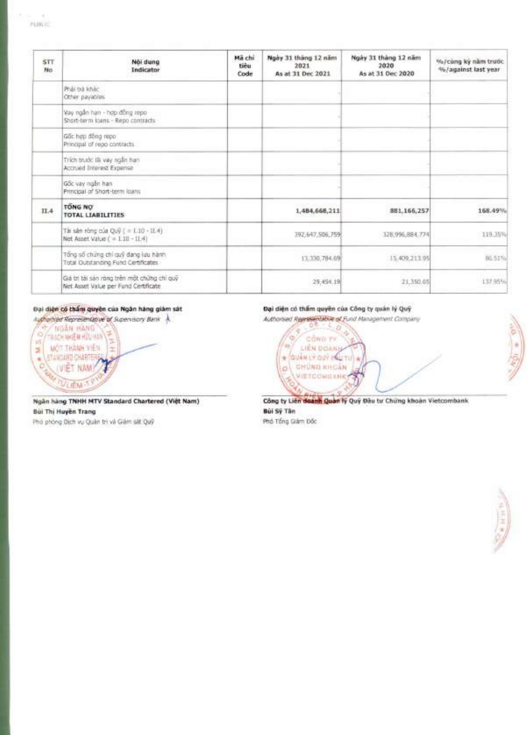| STT No | Nội dung Indicator | Mã chỉ tiêu Code | Ngày 31 tháng 12 năm 2021 As at 31 Dec 2021 | Ngày 31 tháng 12 năm 2020 As at 31 Dec 2020 | %/cùng kỳ năm trước %/against last year |
|---|---|---|---|---|---|
| | Phải trả khác Other payables | | - | - | |
| | Vay ngắn hạn - hợp đồng repo Short-term loans - Repo contracts | | - | - | |
| | Gốc hợp đồng repo Principal of repo contracts | | - | - | |
| | Trích trước lãi vay ngắn hạn Accrued Interest Expense | | - | - | |
| | Gốc vay ngắn hạn Principal of Short-term loans | | - | - | |
| II.4 | **TỔNG NỢ TOTAL LIABILITIES** | | **1,484,668,211** | **881,166,257** | **168.49%** |
| | Tài sản ròng của Quỹ ( = I.10 - II.4) Net Asset Value ( = I.10 - II.4) | | 392,647,506,759 | 328,996,884,774 | 119.35% |
| | Tổng số chứng chỉ quỹ đang lưu hành Total Outstanding Fund Certificates | | 13,330,784.69 | 15,409,213.95 | 86.51% |
| | Giá trị tài sản ròng trên một chứng chỉ quỹ Net Asset Value per Fund Certificate | | 29,454.19 | 21,350.65 | 137.95% |

**Đại diện có thẩm quyền của Ngân hàng giám sát**
*Authorised Representative of Supervisory Bank*

**Ngân hàng TNHH MTV Standard Chartered (Việt Nam)**
**Bùi Thị Huyền Trang**
Phó phòng Dịch vụ Quản trị và Giám sát Quỹ

**Đại diện có thẩm quyền của Công ty quản lý Quỹ**
*Authorised Representative of Fund Management Company*

**Công ty Liên doanh Quản lý Quỹ Đầu tư Chứng khoán Vietcombank**
**Bùi Sỹ Tân**
Phó Tổng Giám Đốc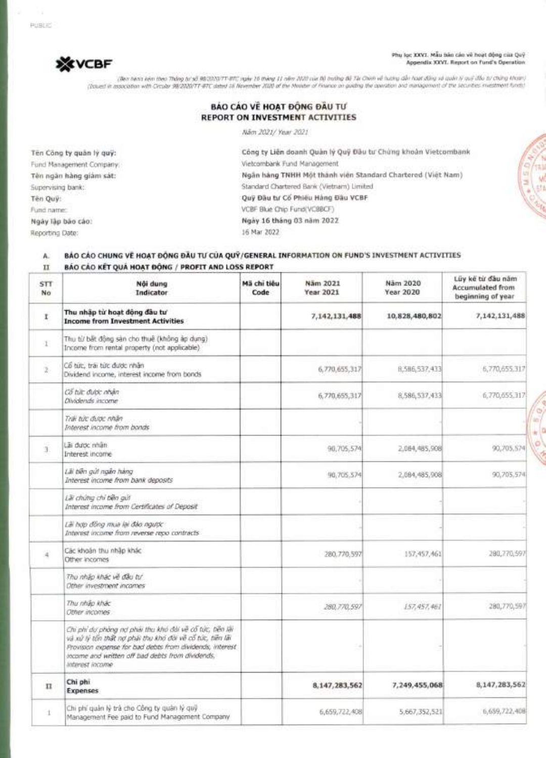PUBLIC

VCBF

**Phụ lục XXVI. Mẫu báo cáo về hoạt động của Quỹ**
**Appendix XXVI. Report on Fund's Operation**

*(Ban hành kèm theo Thông tư số 98/2020/TT-BTC ngày 16 tháng 11 năm 2020 của Bộ trưởng Bộ Tài Chính về hướng dẫn hoạt động và quản lý quỹ đầu tư chứng khoán)*
*(Issued in association with Circular 98/2020/TT-BTC dated 16 November 2020 of the Minister of Finance on guiding the operation and management of the securities investment funds)*

## BÁO CÁO VỀ HOẠT ĐỘNG ĐẦU TƯ
## REPORT ON INVESTMENT ACTIVITIES

*Năm 2021/ Year 2021*

| | |
|---|---|
| **Tên Công ty quản lý quỹ:** | **Công ty Liên doanh Quản lý Quỹ Đầu tư Chứng khoán Vietcombank** |
| Fund Management Company: | Vietcombank Fund Management |
| **Tên ngân hàng giám sát:** | **Ngân hàng TNHH Một thành viên Standard Chartered (Việt Nam)** |
| Supervising bank: | Standard Chartered Bank (Vietnam) Limited |
| **Tên Quỹ:** | **Quỹ Đầu tư Cổ Phiếu Hàng Đầu VCBF** |
| Fund name: | VCBF Blue Chip Fund(VCBBCF) |
| **Ngày lập báo cáo:** | **Ngày 16 tháng 03 năm 2022** |
| Reporting Date: | 16 Mar 2022 |

**A. BÁO CÁO CHUNG VỀ HOẠT ĐỘNG ĐẦU TƯ CỦA QUỸ/GENERAL INFORMATION ON FUND'S INVESTMENT ACTIVITIES**

**II BÁO CÁO KẾT QUẢ HOẠT ĐỘNG / PROFIT AND LOSS REPORT**

| STT<br>No | Nội dung<br>Indicator | Mã chỉ tiêu<br>Code | Năm 2021<br>Year 2021 | Năm 2020<br>Year 2020 | Lũy kế từ đầu năm<br>Accumulated from beginning of year |
|---|---|---|---|---|---|
| **I** | **Thu nhập từ hoạt động đầu tư**<br>**Income from Investment Activities** | | **7,142,131,488** | **10,828,480,802** | **7,142,131,488** |
| 1 | Thu từ bất động sản cho thuê (không áp dụng)<br>Income from rental property (not applicable) | | | | |
| 2 | Cổ tức, trái tức được nhận<br>Dividend income, interest income from bonds | | 6,770,655,317 | 8,586,537,433 | 6,770,655,317 |
| | *Cổ tức được nhận*<br>*Dividends income* | | 6,770,655,317 | 8,586,537,433 | 6,770,655,317 |
| | *Trái tức được nhận*<br>*Interest income from bonds* | | - | - | - |
| 3 | Lãi được nhận<br>Interest income | | 90,705,574 | 2,084,485,908 | 90,705,574 |
| | *Lãi tiền gửi ngân hàng*<br>*Interest income from bank deposits* | | 90,705,574 | 2,084,485,908 | 90,705,574 |
| | *Lãi chứng chỉ tiền gửi*<br>*Interest income from Certificates of Deposit* | | - | - | - |
| | *Lãi hợp đồng mua lại đảo ngược*<br>*Interest income from reverse repo contracts* | | - | - | - |
| 4 | Các khoản thu nhập khác<br>Other incomes | | 280,770,597 | 157,457,461 | 280,770,597 |
| | *Thu nhập khác về đầu tư*<br>*Other investment incomes* | | - | - | - |
| | *Thu nhập khác*<br>*Other incomes* | | *280,770,597* | *157,457,461* | 280,770,597 |
| | *Chi phí dự phòng nợ phải thu khó đòi về cổ tức, tiền lãi và xử lý tổn thất nợ phải thu khó đòi về cổ tức, tiền lãi*<br>*Provision expense for bad debts from dividends, interest income and written off bad debts from dividends, interest income* | | - | - | - |
| **II** | **Chi phí**<br>**Expenses** | | **8,147,283,562** | **7,249,455,068** | **8,147,283,562** |
| 1 | Chi phí quản lý trả cho Công ty quản lý quỹ<br>Management Fee paid to Fund Management Company | | 6,659,722,408 | 5,667,352,521 | 6,659,722,408 |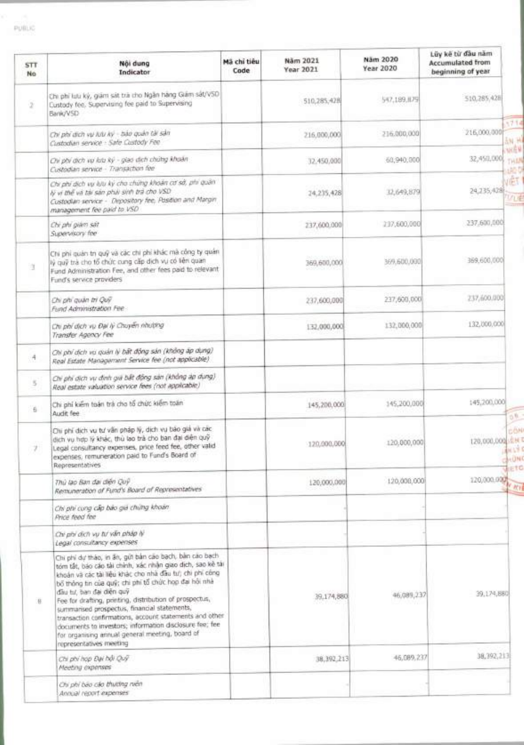| STT<br>No | Nội dung<br>Indicator | Mã chỉ tiêu<br>Code | Năm 2021<br>Year 2021 | Năm 2020<br>Year 2020 | Lũy kế từ đầu năm<br>Accumulated from beginning of year |
|---|---|---|---|---|---|
| 2 | Chi phí lưu ký, giám sát trả cho Ngân hàng Giám sát/VSD<br>Custody fee, Supervising fee paid to Supervising Bank/VSD | | 510,285,428 | 547,189,879 | 510,285,428 |
| | *Chi phí dịch vụ lưu ký - bảo quản tài sản*<br>*Custodian service - Safe Custody Fee* | | 216,000,000 | 216,000,000 | 216,000,000 |
| | *Chi phí dịch vụ lưu ký - giao dịch chứng khoán*<br>*Custodian service - Transaction fee* | | 32,450,000 | 60,940,000 | 32,450,000 |
| | *Chi phí dịch vụ lưu ký cho chứng khoán cơ sở, phí quản lý vị thế và tài sản phái sinh trả cho VSD*<br>*Custodian service - Depository fee, Position and Margin management fee paid to VSD* | | 24,235,428 | 32,649,879 | 24,235,428 |
| | *Chi phí giám sát*<br>*Supervisory fee* | | 237,600,000 | 237,600,000 | 237,600,000 |
| 3 | Chi phí quản trị quỹ và các chi phí khác mà công ty quản lý quỹ trả cho tổ chức cung cấp dịch vụ có liên quan<br>Fund Administration Fee, and other fees paid to relevant Fund's service providers | | 369,600,000 | 369,600,000 | 369,600,000 |
| | *Chi phí quản trị Quỹ*<br>*Fund Administration Fee* | | 237,600,000 | 237,600,000 | 237,600,000 |
| | *Chi phí dịch vụ Đại lý Chuyển nhượng*<br>*Transfer Agency Fee* | | 132,000,000 | 132,000,000 | 132,000,000 |
| 4 | *Chi phí dịch vụ quản lý bất động sản (không áp dụng)*<br>*Real Estate Management Service fee (not applicable)* | | | | |
| 5 | *Chi phí dịch vụ định giá bất động sản (không áp dụng)*<br>*Real estate valuation service fees (not applicable)* | | | | |
| 6 | Chi phí kiểm toán trả cho tổ chức kiểm toán<br>Audit fee | | 145,200,000 | 145,200,000 | 145,200,000 |
| 7 | Chi phí dịch vụ tư vấn pháp lý, dịch vụ báo giá và các dịch vụ hợp lý khác, thù lao trả cho ban đại diện quỹ<br>Legal consultancy expenses, price feed fee, other valid expenses, remuneration paid to Fund's Board of Representatives | | 120,000,000 | 120,000,000 | 120,000,000 |
| | *Thù lao Ban đại diện Quỹ*<br>*Remuneration of Fund's Board of Representatives* | | 120,000,000 | 120,000,000 | 120,000,000 |
| | *Chi phí cung cấp báo giá chứng khoán*<br>*Price feed fee* | | - | - | |
| | *Chi phí dịch vụ tư vấn pháp lý*<br>*Legal consultancy expenses* | | | | |
| 8 | Chi phí dự thảo, in ấn, gửi bản cáo bạch, bản cáo bạch tóm tắt, báo cáo tài chính, xác nhận giao dịch, sao kê tài khoản và các tài liệu khác cho nhà đầu tư; chi phí công bố thông tin của quỹ; chi phí tổ chức họp đại hội nhà đầu tư, ban đại diện quỹ<br>Fee for drafting, printing, distribution of prospectus, summarised prospectus, financial statements, transaction confirmations, account statements and other documents to investors; information disclosure fee; fee for organising annual general meeting, board of representatives meeting | | 39,174,880 | 46,089,237 | 39,174,880 |
| | *Chi phí họp Đại hội Quỹ*<br>*Meeting expenses* | | 38,392,213 | 46,089,237 | 38,392,213 |
| | *Chi phí báo cáo thường niên*<br>*Annual report expenses* | | - | - | |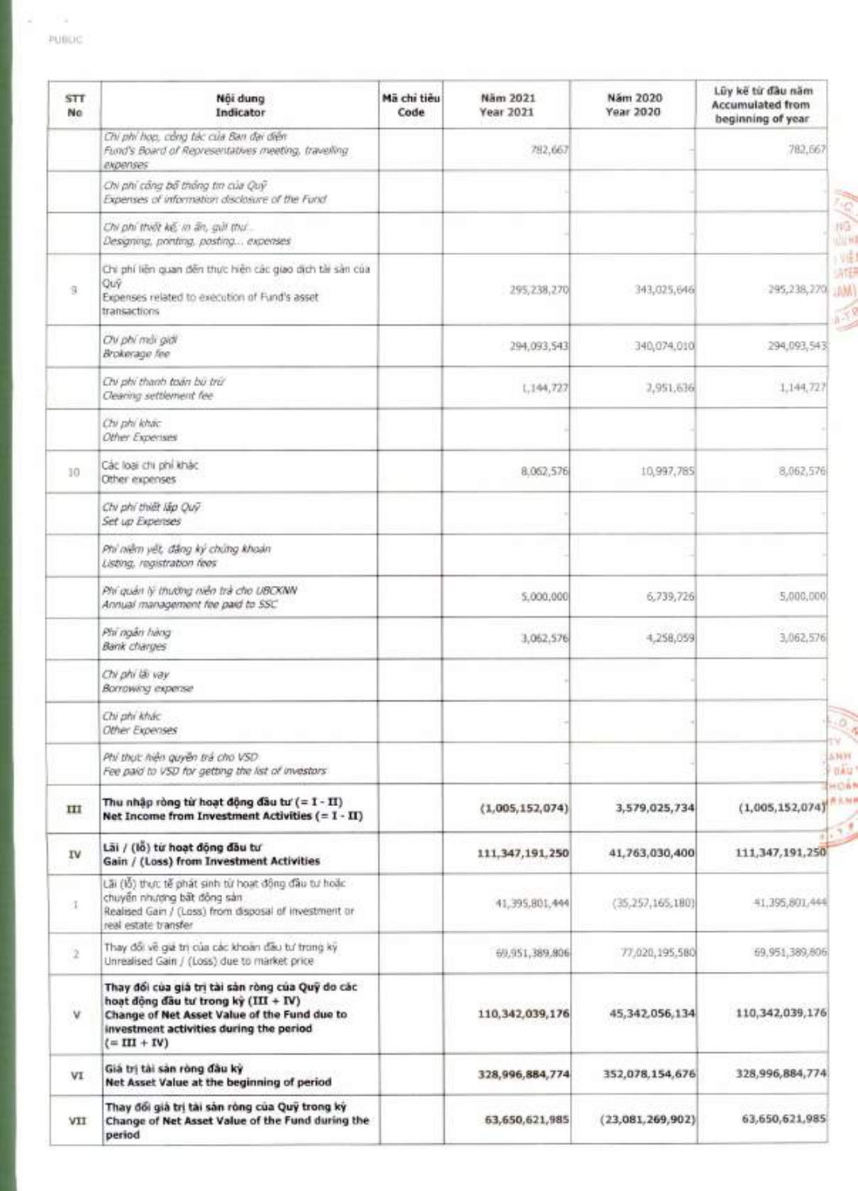| STT No | Nội dung Indicator | Mã chỉ tiêu Code | Năm 2021 Year 2021 | Năm 2020 Year 2020 | Lũy kế từ đầu năm Accumulated from beginning of year |
|---|---|---|---|---|---|
| | *Chi phí họp, công tác của Ban đại diện Fund's Board of Representatives meeting, traveling expenses* | | 782,667 | | 782,667 |
| | *Chi phí công bố thông tin của Quỹ Expenses of information disclosure of the Fund* | | | | |
| | *Chi phí thiết kế, in ấn, gửi thư... Designing, printing, posting... expenses* | | | | |
| 9 | Chi phí liên quan đến thực hiện các giao dịch tài sản của Quỹ Expenses related to execution of Fund's asset transactions | | 295,238,270 | 343,025,646 | 295,238,270 |
| | *Chi phí môi giới Brokerage fee* | | 294,093,543 | 340,074,010 | 294,093,543 |
| | *Chi phí thanh toán bù trừ Clearing settlement fee* | | 1,144,727 | 2,951,636 | 1,144,727 |
| | *Chi phí khác Other Expenses* | | | | |
| 10 | Các loại chi phí khác Other expenses | | 8,062,576 | 10,997,785 | 8,062,576 |
| | *Chi phí thiết lập Quỹ Set up Expenses* | | | | |
| | *Phí niêm yết, đăng ký chứng khoán Listing, registration fees* | | | | |
| | *Phí quản lý thường niên trả cho UBCKNN Annual management fee paid to SSC* | | 5,000,000 | 6,739,726 | 5,000,000 |
| | *Phí ngân hàng Bank charges* | | 3,062,576 | 4,258,059 | 3,062,576 |
| | *Chi phí lãi vay Borrowing expense* | | | | |
| | *Chi phí khác Other Expenses* | | | | |
| | *Phí thực hiện quyền trả cho VSD Fee paid to VSD for getting the list of investors* | | | | |
| **III** | **Thu nhập ròng từ hoạt động đầu tư (= I - II) Net Income from Investment Activities (= I - II)** | | **(1,005,152,074)** | **3,579,025,734** | **(1,005,152,074)** |
| **IV** | **Lãi / (lỗ) từ hoạt động đầu tư Gain / (Loss) from Investment Activities** | | **111,347,191,250** | **41,763,030,400** | **111,347,191,250** |
| 1 | Lãi (lỗ) thực tế phát sinh từ hoạt động đầu tư hoặc chuyển nhượng bất động sản Realised Gain / (Loss) from disposal of investment or real estate transfer | | 41,395,801,444 | (35,257,165,180) | 41,395,801,444 |
| 2 | Thay đổi về giá trị của các khoản đầu tư trong kỳ Unrealised Gain / (Loss) due to market price | | 69,951,389,806 | 77,020,195,580 | 69,951,389,806 |
| **V** | **Thay đổi của giá trị tài sản ròng của Quỹ do các hoạt động đầu tư trong kỳ (III + IV) Change of Net Asset Value of the Fund due to investment activities during the period (= III + IV)** | | **110,342,039,176** | **45,342,056,134** | **110,342,039,176** |
| **VI** | **Giá trị tài sản ròng đầu kỳ Net Asset Value at the beginning of period** | | **328,996,884,774** | **352,078,154,676** | **328,996,884,774** |
| **VII** | **Thay đổi giá trị tài sản ròng của Quỹ trong kỳ Change of Net Asset Value of the Fund during the period** | | **63,650,621,985** | **(23,081,269,902)** | **63,650,621,985** |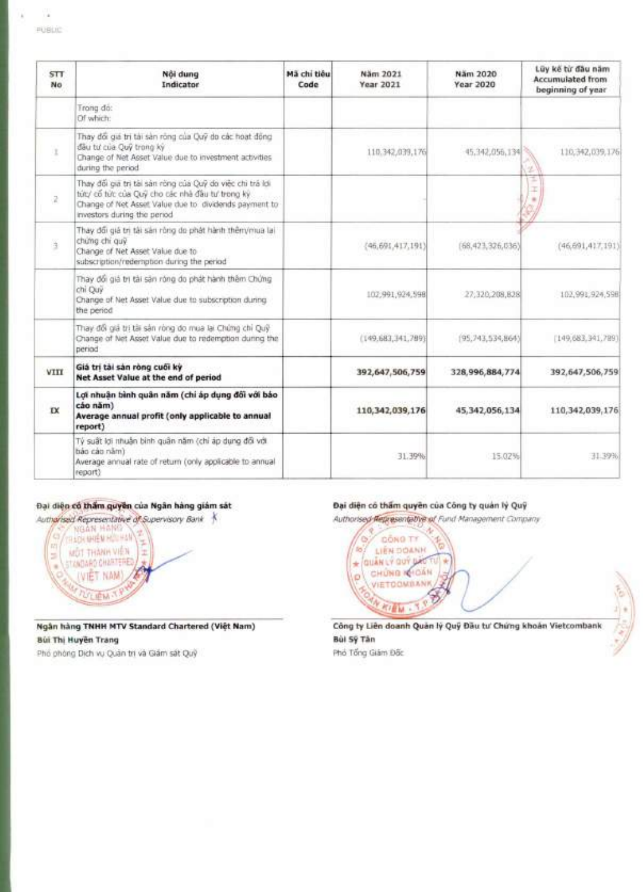| STT No | Nội dung Indicator | Mã chỉ tiêu Code | Năm 2021 Year 2021 | Năm 2020 Year 2020 | Lũy kế từ đầu năm Accumulated from beginning of year |
|---|---|---|---|---|---|
| | Trong đó: Of which: | | | | |
| 1 | Thay đổi giá trị tài sản ròng của Quỹ do các hoạt động đầu tư của Quỹ trong kỳ Change of Net Asset Value due to investment activities during the period | | 110,342,039,176 | 45,342,056,134 | 110,342,039,176 |
| 2 | Thay đổi giá trị tài sản ròng của Quỹ do việc chi trả lợi tức/ cổ tức của Quỹ cho các nhà đầu tư trong kỳ Change of Net Asset Value due to dividends payment to investors during the period | | | | |
| 3 | Thay đổi giá trị tài sản ròng do phát hành thêm/mua lại chứng chỉ quỹ Change of Net Asset Value due to subscription/redemption during the period | | (46,691,417,191) | (68,423,326,036) | (46,691,417,191) |
| | Thay đổi giá trị tài sản ròng do phát hành thêm Chứng chỉ Quỹ Change of Net Asset Value due to subscription during the period | | 102,991,924,598 | 27,320,208,828 | 102,991,924,598 |
| | Thay đổi giá trị tài sản ròng do mua lại Chứng chỉ Quỹ Change of Net Asset Value due to redemption during the period | | (149,683,341,789) | (95,743,534,864) | (149,683,341,789) |
| **VIII** | **Giá trị tài sản ròng cuối kỳ Net Asset Value at the end of period** | | **392,647,506,759** | **328,996,884,774** | **392,647,506,759** |
| **IX** | **Lợi nhuận bình quân năm (chỉ áp dụng đối với báo cáo năm) Average annual profit (only applicable to annual report)** | | **110,342,039,176** | **45,342,056,134** | **110,342,039,176** |
| | Tỷ suất lợi nhuận bình quân năm (chỉ áp dụng đối với báo cáo năm) Average annual rate of return (only applicable to annual report) | | 31.39% | 15.02% | 31.39% |

**Đại diện có thẩm quyền của Ngân hàng giám sát**
*Authorised Representative of Supervisory Bank*

**Ngân hàng TNHH MTV Standard Chartered (Việt Nam)**
**Bùi Thị Huyền Trang**
Phó phòng Dịch vụ Quản trị và Giám sát Quỹ

**Đại diện có thẩm quyền của Công ty quản lý Quỹ**
*Authorised Representative of Fund Management Company*

**Công ty Liên doanh Quản lý Quỹ Đầu tư Chứng khoán Vietcombank**
**Bùi Sỹ Tân**
Phó Tổng Giám Đốc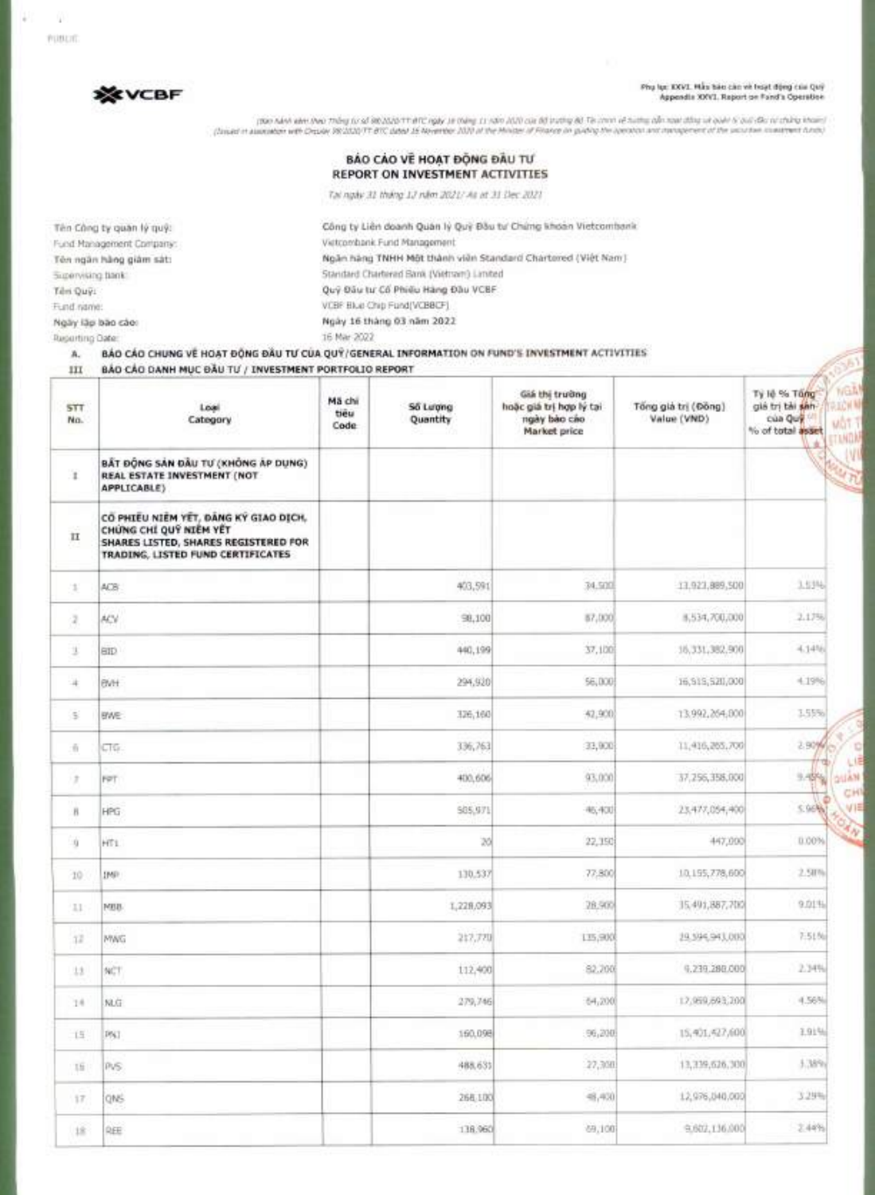**Phụ lục XXVI. Mẫu báo cáo về hoạt động của Quỹ**
**Appendix XXVI. Report on Fund's Operation**

(Ban hành kèm theo Thông tư số 98/2020/TT-BTC ngày 16 tháng 11 năm 2020 của Bộ trưởng Bộ Tài chính về hướng dẫn hoạt động và quản lý quỹ đầu tư chứng khoán)
(Issued in association with Circular 98/2020/TT-BTC dated 16 November 2020 of the Minister of Finance on guiding the operation and management of the securities investment funds)

# BÁO CÁO VỀ HOẠT ĐỘNG ĐẦU TƯ
# REPORT ON INVESTMENT ACTIVITIES

Tại ngày 31 tháng 12 năm 2021/ As at 31 Dec 2021

| | |
|---|---|
| Tên Công ty quản lý quỹ: | Công ty Liên doanh Quản lý Quỹ Đầu tư Chứng khoán Vietcombank |
| Fund Management Company: | Vietcombank Fund Management |
| Tên ngân hàng giám sát: | Ngân hàng TNHH Một thành viên Standard Chartered (Việt Nam) |
| Supervising bank: | Standard Chartered Bank (Vietnam) Limited |
| Tên Quỹ: | Quỹ Đầu tư Cổ Phiếu Hàng Đầu VCBF |
| Fund name: | VCBF Blue Chip Fund(VCBBCF) |
| Ngày lập báo cáo: | Ngày 16 tháng 03 năm 2022 |
| Reporting Date: | 16 Mar 2022 |

A. BÁO CÁO CHUNG VỀ HOẠT ĐỘNG ĐẦU TƯ CỦA QUỸ/GENERAL INFORMATION ON FUND'S INVESTMENT ACTIVITIES

III BÁO CÁO DANH MỤC ĐẦU TƯ / INVESTMENT PORTFOLIO REPORT

| STT No. | Loại Category | Mã chỉ tiêu Code | Số Lượng Quantity | Giá thị trường hoặc giá trị hợp lý tại ngày báo cáo Market price | Tổng giá trị (Đồng) Value (VND) | Tỷ lệ % Tổng giá trị tài sản của Quỹ % of total asset |
|---|---|---|---|---|---|---|
| I | **BẤT ĐỘNG SẢN ĐẦU TƯ (KHÔNG ÁP DỤNG) REAL ESTATE INVESTMENT (NOT APPLICABLE)** | | | | | |
| II | **CỔ PHIẾU NIÊM YẾT, ĐĂNG KÝ GIAO DỊCH, CHỨNG CHỈ QUỸ NIÊM YẾT SHARES LISTED, SHARES REGISTERED FOR TRADING, LISTED FUND CERTIFICATES** | | | | | |
| 1 | ACB | | 403,591 | 34,500 | 13,923,889,500 | 3.53% |
| 2 | ACV | | 98,100 | 87,000 | 8,534,700,000 | 2.17% |
| 3 | BID | | 440,199 | 37,100 | 16,331,382,900 | 4.14% |
| 4 | BVH | | 294,920 | 56,000 | 16,515,520,000 | 4.19% |
| 5 | BWE | | 326,160 | 42,900 | 13,992,264,000 | 3.55% |
| 6 | CTG | | 336,763 | 33,900 | 11,416,265,700 | 2.90% |
| 7 | FPT | | 400,606 | 93,000 | 37,256,358,000 | 9.45% |
| 8 | HPG | | 505,971 | 46,400 | 23,477,054,400 | 5.96% |
| 9 | HT1 | | 20 | 22,350 | 447,000 | 0.00% |
| 10 | IMP | | 130,537 | 77,800 | 10,155,778,600 | 2.58% |
| 11 | MBB | | 1,228,093 | 28,900 | 35,491,887,700 | 9.01% |
| 12 | MWG | | 217,770 | 135,900 | 29,594,943,000 | 7.51% |
| 13 | NCT | | 112,400 | 82,200 | 9,239,280,000 | 2.34% |
| 14 | NLG | | 279,746 | 64,200 | 17,959,693,200 | 4.56% |
| 15 | PNJ | | 160,098 | 96,200 | 15,401,427,600 | 3.91% |
| 16 | PVS | | 488,631 | 27,300 | 13,339,626,300 | 3.38% |
| 17 | QNS | | 268,100 | 48,400 | 12,976,040,000 | 3.29% |
| 18 | REE | | 138,960 | 69,100 | 9,602,136,000 | 2.44% |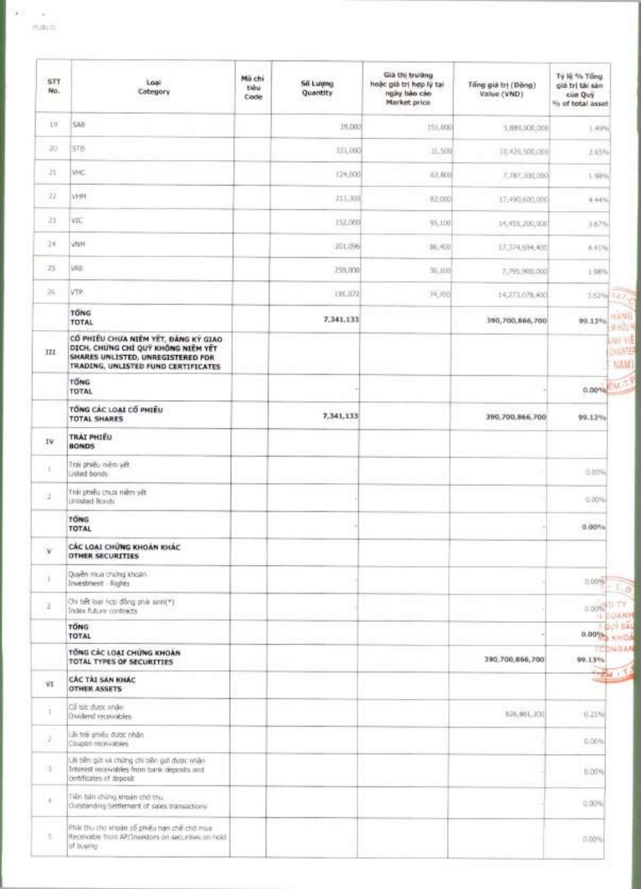| STT No. | Loại Category | Mã chỉ tiêu Code | Số Lượng Quantity | Giá thị trường hoặc giá trị hợp lý tại ngày báo cáo Market price | Tổng giá trị (Đồng) Value (VND) | Tỷ lệ % Tổng giá trị tài sản của Quỹ % of total asset |
|---|---|---|---|---|---|---|
| 19 | SAB | | 39,000 | 151,000 | 5,889,000,000 | 1.49% |
| 20 | STB | | 331,000 | 31,500 | 10,426,500,000 | 2.65% |
| 21 | VHC | | 124,000 | 62,800 | 7,787,200,000 | 1.98% |
| 22 | VHM | | 213,300 | 82,000 | 17,490,600,000 | 4.44% |
| 23 | VIC | | 152,000 | 95,100 | 14,455,200,000 | 3.67% |
| 24 | VNM | | 201,096 | 86,400 | 17,374,694,400 | 4.41% |
| 25 | VRE | | 259,000 | 30,100 | 7,795,900,000 | 1.98% |
| 26 | VTP | | 191,072 | 74,700 | 14,273,078,400 | 3.62% |
| | **TỔNG TOTAL** | | **7,341,133** | | **390,700,866,700** | **99.13%** |
| III | **CỔ PHIẾU CHƯA NIÊM YẾT, ĐĂNG KÝ GIAO DỊCH, CHỨNG CHỈ QUỸ KHÔNG NIÊM YẾT SHARES UNLISTED, UNREGISTERED FOR TRADING, UNLISTED FUND CERTIFICATES** | | | | | |
| | **TỔNG TOTAL** | | - | | - | **0.00%** |
| | **TỔNG CÁC LOẠI CỔ PHIẾU TOTAL SHARES** | | **7,341,133** | | **390,700,866,700** | **99.13%** |
| IV | **TRÁI PHIẾU BONDS** | | | | | |
| 1 | Trái phiếu niêm yết Listed bonds | | - | | - | 0.00% |
| 2 | Trái phiếu chưa niêm yết Unlisted Bonds | | - | | - | 0.00% |
| | **TỔNG TOTAL** | | - | | - | **0.00%** |
| V | **CÁC LOẠI CHỨNG KHOÁN KHÁC OTHER SECURITIES** | | | | | |
| 1 | Quyền mua chứng khoán Investment - Rights | | | | - | 0.00% |
| 2 | Chi tiết loại hợp đồng phái sinh(*) Index future contracts | | | | - | 0.00% |
| | **TỔNG TOTAL** | | | | - | **0.00%** |
| | **TỔNG CÁC LOẠI CHỨNG KHOÁN TOTAL TYPES OF SECURITIES** | | | | **390,700,866,700** | **99.13%** |
| VI | **CÁC TÀI SẢN KHÁC OTHER ASSETS** | | | | | |
| 1 | Cổ tức được nhận Dividend receivables | | | | 826,861,200 | 0.21% |
| 2 | Lãi trái phiếu được nhận Coupon receivables | | | | - | 0.00% |
| 3 | Lãi tiền gửi và chứng chỉ tiền gửi được nhận Interest receivables from bank deposits and certificates of deposit | | | | - | 0.00% |
| 4 | Tiền bán chứng khoán chờ thu Outstanding Settlement of sales transactions | | | | - | 0.00% |
| 5 | Phải thu cho khoản cổ phiếu hạn chế chờ mua Receivable from AP/Investors on securities on hold of buying | | | | - | 0.00% |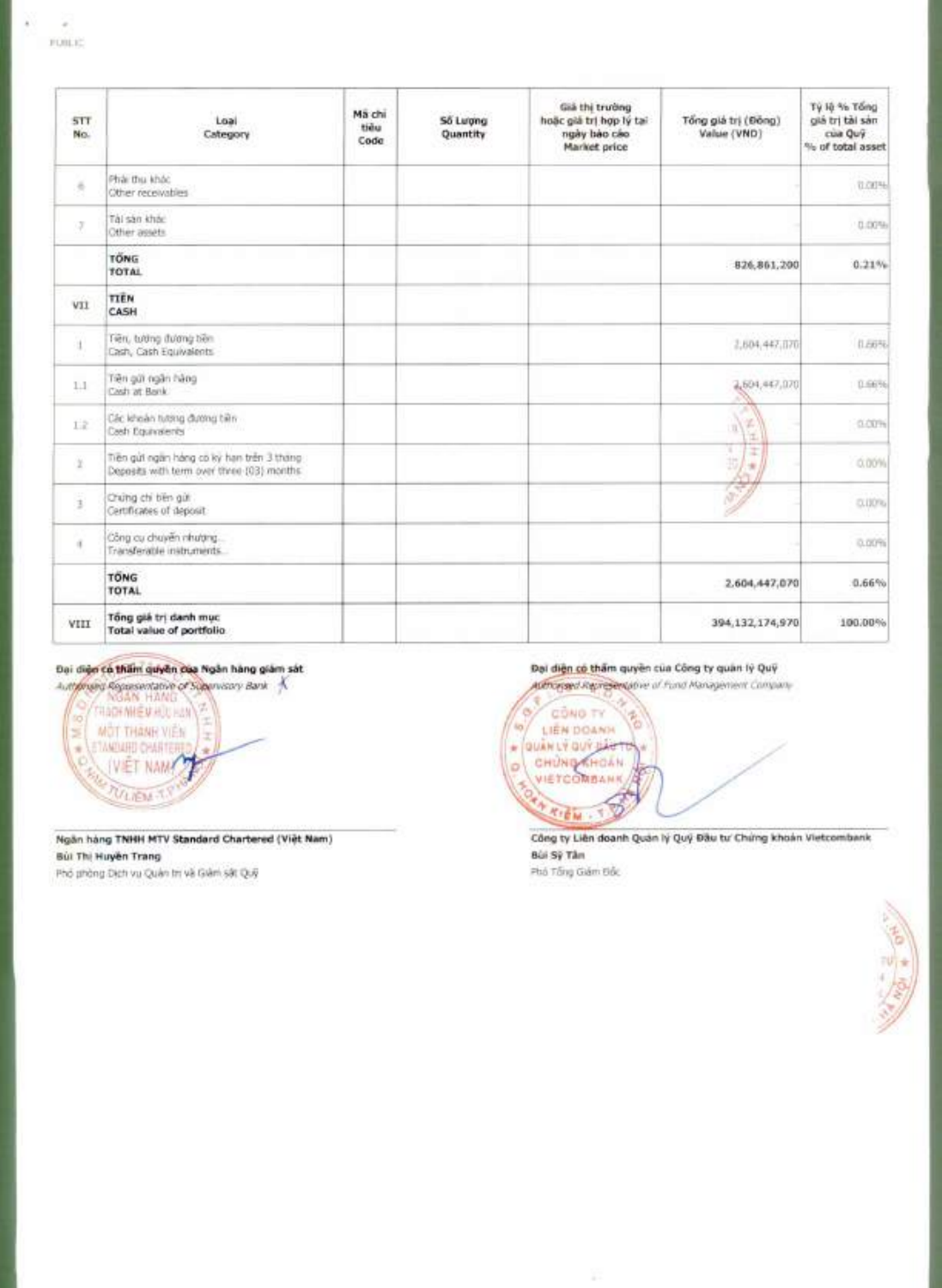| STT No. | Loại Category | Mã chỉ tiêu Code | Số Lượng Quantity | Giá thị trường hoặc giá trị hợp lý tại ngày báo cáo Market price | Tổng giá trị (Đồng) Value (VND) | Tỷ lệ % Tổng giá trị tài sản của Quỹ % of total asset |
|---|---|---|---|---|---|---|
| 6 | Phải thu khác Other receivables | | | | - | 0.00% |
| 7 | Tài sản khác Other assets | | | | - | 0.00% |
| | **TỔNG TOTAL** | | | | **826,861,200** | **0.21%** |
| VII | **TIỀN CASH** | | | | | |
| 1 | Tiền, tương đương tiền Cash, Cash Equivalents | | | | 2,604,447,070 | 0.66% |
| 1.1 | Tiền gửi ngân hàng Cash at Bank | | | | 2,604,447,070 | 0.66% |
| 1.2 | Các khoản tương đương tiền Cash Equivalents | | | | - | 0.00% |
| 2 | Tiền gửi ngân hàng có kỳ hạn trên 3 tháng Deposits with term over three (03) months | | | | - | 0.00% |
| 3 | Chứng chỉ tiền gửi Certificates of deposit | | | | - | 0.00% |
| 4 | Công cụ chuyển nhượng Transferable instruments | | | | - | 0.00% |
| | **TỔNG TOTAL** | | | | **2,604,447,070** | **0.66%** |
| VIII | **Tổng giá trị danh mục Total value of portfolio** | | | | **394,132,174,970** | **100.00%** |

**Đại diện có thẩm quyền của Ngân hàng giám sát**
*Authorised Representative of Supervisory Bank*

**Ngân hàng TNHH MTV Standard Chartered (Việt Nam)**
**Bùi Thị Huyền Trang**
Phó phòng Dịch vụ Quản trị và Giám sát Quỹ

**Đại diện có thẩm quyền của Công ty quản lý Quỹ**
*Authorised Representative of Fund Management Company*

**Công ty Liên doanh Quản lý Quỹ Đầu tư Chứng khoán Vietcombank**
**Bùi Sỹ Tân**
Phó Tổng Giám Đốc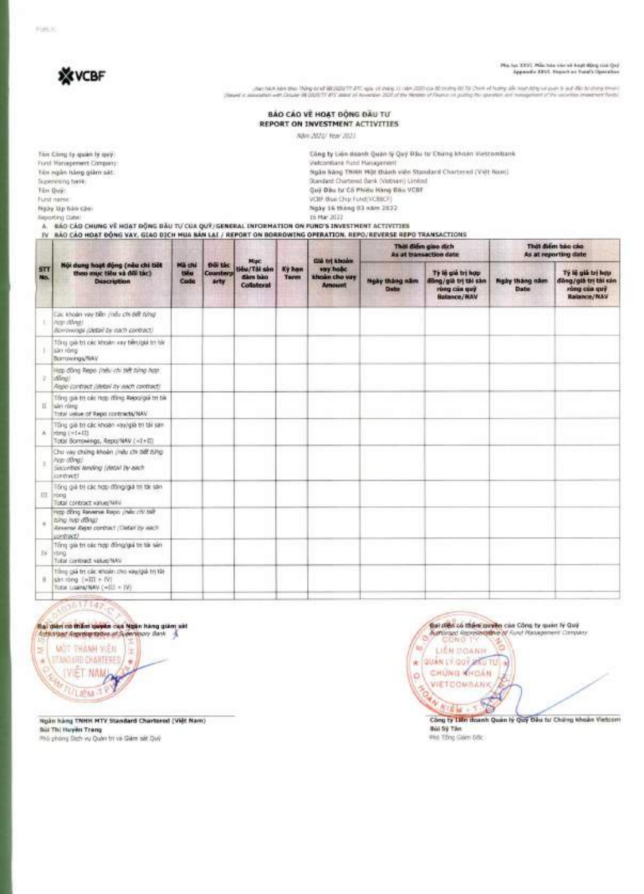PUBLIC

VCBF

Phụ lục XXVI. Mẫu báo cáo về hoạt động của Quỹ
Appendix XXVI. Report on Fund's Operation

(ban hành kèm theo Thông tư số 98/2020/TT-BTC ngày 16 tháng 11 năm 2020 của Bộ trưởng Bộ Tài Chính về hướng dẫn hoạt động và quản lý quỹ đầu tư chứng khoán)
(Issued in association with Circular 98/2020/TT-BTC dated 16 November 2020 of the Minister of Finance on guiding the operation and management of the securities investment funds)

# BÁO CÁO VỀ HOẠT ĐỘNG ĐẦU TƯ
# REPORT ON INVESTMENT ACTIVITIES

Năm 2021/ Year 2021

| | |
|---|---|
| Tên Công ty quản lý quỹ:<br>Fund Management Company: | Công ty Liên doanh Quản lý Quỹ Đầu tư Chứng khoán Vietcombank<br>Vietcombank Fund Management |
| Tên ngân hàng giám sát:<br>Supervising bank: | Ngân hàng TNHH Một thành viên Standard Chartered (Việt Nam)<br>Standard Chartered Bank (Vietnam) Limited |
| Tên Quỹ:<br>Fund name: | Quỹ Đầu tư Cổ Phiếu Hàng Đầu VCBF<br>VCBF Blue Chip Fund(VCBBCF) |
| Ngày lập báo cáo:<br>Reporting Date: | Ngày 16 tháng 03 năm 2022<br>16 Mar 2022 |

A. BÁO CÁO CHUNG VỀ HOẠT ĐỘNG ĐẦU TƯ CỦA QUỸ/GENERAL INFORMATION ON FUND'S INVESTMENT ACTIVITIES

IV BÁO CÁO HOẠT ĐỘNG VAY, GIAO DỊCH MUA BÁN LẠI / REPORT ON BORROWING OPERATION, REPO/REVERSE REPO TRANSACTIONS

| STT No. | Nội dung hoạt động (nêu chi tiết theo mục tiêu và đối tác) Description | Mã chỉ tiêu Code | Đối tác Counterparty | Mục tiêu/Tài sản đảm bảo Collateral | Kỳ hạn Term | Giá trị khoản vay hoặc khoản cho vay Amount | Thời điểm giao dịch As at transaction date | | Thời điểm báo cáo As at reporting date | |
|---|---|---|---|---|---|---|---|---|---|---|
| | | | | | | | Ngày tháng năm Date | Tỷ lệ giá trị hợp đồng/giá trị tài sản ròng của quỹ Balance/NAV | Ngày tháng năm Date | Tỷ lệ giá trị hợp đồng/giá trị tài sản ròng của quỹ Balance/NAV |
| 1 | Các khoản vay tiền (nêu chi tiết từng hợp đồng)<br>Borrowings (detail by each contract) | | | | | | | | | |
| I | Tổng giá trị các khoản vay tiền/giá trị tài sản ròng<br>Borrowings/NAV | | | | | | | | | |
| 2 | Hợp đồng Repo (nêu chi tiết từng hợp đồng)<br>Repo contract (detail by each contract) | | | | | | | | | |
| II | Tổng giá trị các hợp đồng Repo/giá trị tài sản ròng<br>Total value of Repo contracts/NAV | | | | | | | | | |
| A | Tổng giá trị các khoản vay/giá trị tài sản ròng (=I+II)<br>Total Borrowings, Repo/NAV (=I+II) | | | | | | | | | |
| 3 | Cho vay chứng khoán (nêu chi tiết từng hợp đồng)<br>Securities lending (detail by each contract) | | | | | | | | | |
| III | Tổng giá trị các hợp đồng/giá trị tài sản ròng<br>Total contract value/NAV | | | | | | | | | |
| 4 | Hợp đồng Reverse Repo (nêu chi tiết từng hợp đồng)<br>Reverse Repo contract (Detail by each contract) | | | | | | | | | |
| IV | Tổng giá trị các hợp đồng/giá trị tài sản ròng<br>Total contract value/NAV | | | | | | | | | |
| B | Tổng giá trị các khoản cho vay/giá trị tài sản ròng (=III + IV)<br>Total Loans/NAV (=III + IV) | | | | | | | | | |

| | |
|---|---|
| Đại diện có thẩm quyền của Ngân hàng giám sát<br>Authorised Representative of Supervisory Bank | Đại diện có thẩm quyền của Công ty quản lý Quỹ<br>Authorised Representative of Fund Management Company |
| Ngân hàng TNHH MTV Standard Chartered (Việt Nam)<br>Bùi Thị Huyền Trang<br>Phó phòng Dịch vụ Quản trị và Giám sát Quỹ | Công ty Liên doanh Quản lý Quỹ Đầu tư Chứng khoán Vietcom<br>Bùi Sỹ Tân<br>Phó Tổng Giám Đốc |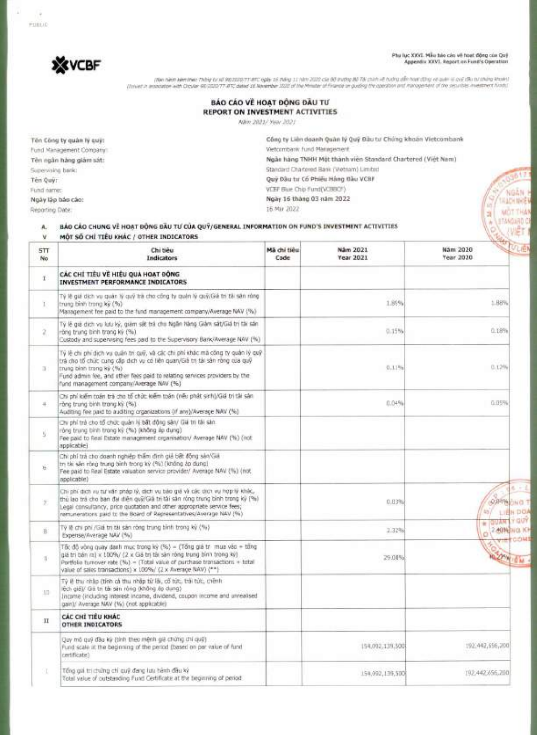PUBLIC

VCBF

Phụ lục XXVI. Mẫu báo cáo về hoạt động của Quỹ
Appendix XXVI. Report on Fund's Operation

(Ban hành kèm theo Thông tư số 98/2020/TT-BTC ngày 16 tháng 11 năm 2020 của Bộ trưởng Bộ Tài chính về hướng dẫn hoạt động và quản lý quỹ đầu tư chứng khoán)
(Issued in association with Circular 98/2020/TT-BTC dated 16 November 2020 of the Minister of Finance on guiding the operation and management of the securities investment funds)

# BÁO CÁO VỀ HOẠT ĐỘNG ĐẦU TƯ
# REPORT ON INVESTMENT ACTIVITIES

Năm 2021/ Year 2021

| | |
|---|---|
| Tên Công ty quản lý quỹ: Fund Management Company: | Công ty Liên doanh Quản lý Quỹ Đầu tư Chứng khoán Vietcombank Vietcombank Fund Management |
| Tên ngân hàng giám sát: Supervising bank: | Ngân hàng TNHH Một thành viên Standard Chartered (Việt Nam) Standard Chartered Bank (Vietnam) Limited |
| Tên Quỹ: Fund name: | Quỹ Đầu tư Cổ Phiếu Hàng Đầu VCBF VCBF Blue Chip Fund(VCBBCF) |
| Ngày lập báo cáo: Reporting Date: | Ngày 16 tháng 03 năm 2022 16 Mar 2022 |

A. BÁO CÁO CHUNG VỀ HOẠT ĐỘNG ĐẦU TƯ CỦA QUỸ/GENERAL INFORMATION ON FUND'S INVESTMENT ACTIVITIES

V MỘT SỐ CHỈ TIÊU KHÁC / OTHER INDICATORS

| STT No | Chỉ tiêu Indicators | Mã chỉ tiêu Code | Năm 2021 Year 2021 | Năm 2020 Year 2020 |
|---|---|---|---|---|
| I | **CÁC CHỈ TIÊU VỀ HIỆU QUẢ HOẠT ĐỘNG INVESTMENT PERFORMANCE INDICATORS** | | | |
| 1 | Tỷ lệ giá dịch vụ quản lý quỹ trả cho công ty quản lý quỹ/Giá trị tài sản ròng trung bình trong kỳ (%) Management fee paid to the fund management company/Average NAV (%) | | 1.89% | 1.88% |
| 2 | Tỷ lệ giá dịch vụ lưu ký, giám sát trả cho Ngân hàng Giám sát/Giá trị tài sản ròng trung bình trong kỳ (%) Custody and supervising fees paid to the Supervisory Bank/Average NAV (%) | | 0.15% | 0.18% |
| 3 | Tỷ lệ chi phí dịch vụ quản trị quỹ, và các chi phí khác mà công ty quản lý quỹ trả cho tổ chức cung cấp dịch vụ có liên quan/Giá trị tài sản ròng của quỹ trung bình trong kỳ (%) Fund admin fee, and other fees paid to relating services providers by the fund management company/Average NAV (%) | | 0.11% | 0.12% |
| 4 | Chi phí kiểm toán trả cho tổ chức kiểm toán (nếu phát sinh)/Giá trị tài sản ròng trung bình trong kỳ (%) Auditing fee paid to auditing organizations (if any)/Average NAV (%) | | 0.04% | 0.05% |
| 5 | Chi phí trả cho tổ chức quản lý bất động sản/ Giá trị tài sản ròng trung bình trong kỳ (%) (không áp dụng) Fee paid to Real Estate management organisation/ Average NAV (%) (not applicable) | | | |
| 6 | Chi phí trả cho doanh nghiệp thẩm định giá bất động sản/Giá trị tài sản ròng trung bình trong kỳ (%) (không áp dụng) Fee paid to Real Estate valuation service provider/ Average NAV (%) (not applicable) | | | |
| 7 | Chi phí dịch vụ tư vấn pháp lý, dịch vụ báo giá và các dịch vụ hợp lý khác, thù lao trả cho ban đại diện quỹ/Giá trị tài sản ròng trung bình trong kỳ (%) Legal consultancy, price quotation and other appropriate service fees; remunerations paid to the Board of Representatives/Average NAV (%) | | 0.03% | 0.04% |
| 8 | Tỷ lệ chi phí /Giá trị tài sản ròng trung bình trong kỳ (%) Expense/Average NAV (%) | | 2.32% | 2.40% |
| 9 | Tốc độ vòng quay danh mục trong kỳ (%) = (Tổng giá trị mua vào + tổng giá trị bán ra) x 100%/ (2 x Giá trị tài sản ròng trung bình trong kỳ) Portfolio turnover rate (%) = (Total value of purchase transactions + total value of sales transactions) x 100%/ (2 x Average NAV) (**) | | 29.08% | 40.27% |
| 10 | Tỷ lệ thu nhập (tính cả thu nhập từ lãi, cổ tức, trái tức, chênh lệch giá)/ Giá trị tài sản ròng (không áp dụng) Income (including interest income, dividend, coupon income and unrealised gain)/ Average NAV (%) (not applicable) | | | |
| II | **CÁC CHỈ TIÊU KHÁC OTHER INDICATORS** | | | |
| | Quy mô quỹ đầu kỳ (tính theo mệnh giá chứng chỉ quỹ) Fund scale at the beginning of the period (based on par value of fund certificate) | | 154,092,139,500 | 192,442,656,200 |
| 1 | Tổng giá trị chứng chỉ quỹ đang lưu hành đầu kỳ Total value of outstanding Fund Certificate at the beginning of period | | 154,092,139,500 | 192,442,656,200 |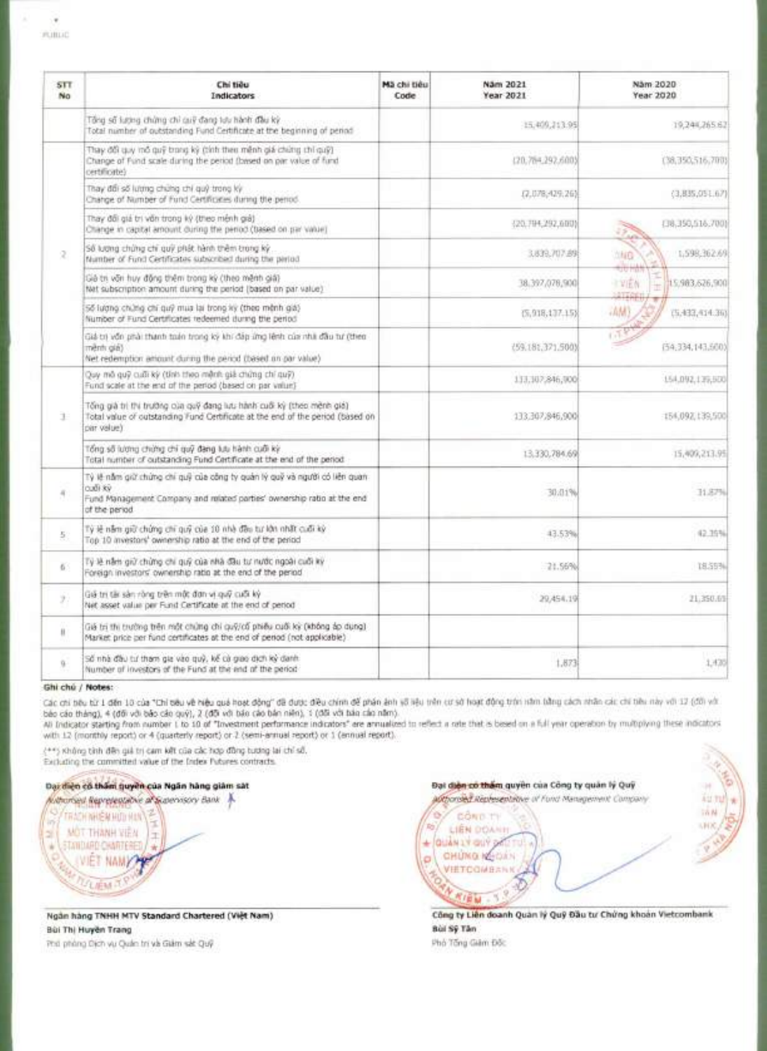| STT No | Chỉ tiêu Indicators | Mã chỉ tiêu Code | Năm 2021 Year 2021 | Năm 2020 Year 2020 |
|---|---|---|---|---|
| | Tổng số lượng chứng chỉ quỹ đang lưu hành đầu kỳ<br>Total number of outstanding Fund Certificate at the beginning of period | | 15,409,213.95 | 19,244,265.62 |
| 2 | Thay đổi quy mô quỹ trong kỳ (tính theo mệnh giá chứng chỉ quỹ)<br>Change of Fund scale during the period (based on par value of fund certificate) | | (20,784,292,600) | (38,350,516,700) |
| | Thay đổi số lượng chứng chỉ quỹ trong kỳ<br>Change of Number of Fund Certificates during the period | | (2,078,429.26) | (3,835,051.67) |
| | Thay đổi giá trị vốn trong kỳ (theo mệnh giá)<br>Change in capital amount during the period (based on par value) | | (20,784,292,600) | (38,350,516,700) |
| | Số lượng chứng chỉ quỹ phát hành thêm trong kỳ<br>Number of Fund Certificates subscribed during the period | | 3,839,707.89 | 1,598,362.69 |
| | Giá trị vốn huy động thêm trong kỳ (theo mệnh giá)<br>Net subscription amount during the period (based on par value) | | 38,397,078,900 | 15,983,626,900 |
| | Số lượng chứng chỉ quỹ mua lại trong kỳ (theo mệnh giá)<br>Number of Fund Certificates redeemed during the period | | (5,918,137.15) | (5,433,414.36) |
| | Giá trị vốn phải thanh toán trong kỳ khi đáp ứng lệnh của nhà đầu tư (theo mệnh giá)<br>Net redemption amount during the period (based on par value) | | (59,181,371,500) | (54,334,143,600) |
| | Quy mô quỹ cuối kỳ (tính theo mệnh giá chứng chỉ quỹ)<br>Fund scale at the end of the period (based on par value) | | 133,307,846,900 | 154,092,139,500 |
| 3 | Tổng giá trị thị trường của quỹ đang lưu hành cuối kỳ (theo mệnh giá)<br>Total value of outstanding Fund Certificate at the end of the period (based on par value) | | 133,307,846,900 | 154,092,139,500 |
| | Tổng số lượng chứng chỉ quỹ đang lưu hành cuối kỳ<br>Total number of outstanding Fund Certificate at the end of the period | | 13,330,784.69 | 15,409,213.95 |
| 4 | Tỷ lệ nắm giữ chứng chỉ quỹ của công ty quản lý quỹ và người có liên quan cuối kỳ<br>Fund Management Company and related parties' ownership ratio at the end of the period | | 30.01% | 31.87% |
| 5 | Tỷ lệ nắm giữ chứng chỉ quỹ của 10 nhà đầu tư lớn nhất cuối kỳ<br>Top 10 investors' ownership ratio at the end of the period | | 43.53% | 42.35% |
| 6 | Tỷ lệ nắm giữ chứng chỉ quỹ của nhà đầu tư nước ngoài cuối kỳ<br>Foreign investors' ownership ratio at the end of the period | | 21.56% | 18.55% |
| 7 | Giá trị tài sản ròng trên một đơn vị quỹ cuối kỳ<br>Net asset value per Fund Certificate at the end of period | | 29,454.19 | 21,350.65 |
| 8 | Giá trị thị trường trên một chứng chỉ quỹ/cổ phiếu cuối kỳ (không áp dụng)<br>Market price per fund certificates at the end of period (not applicable) | | | |
| 9 | Số nhà đầu tư tham gia vào quỹ, kể cả giao dịch kỳ danh<br>Number of investors of the Fund at the end of the period | | 1,873 | 1,430 |

**Ghi chú / Notes:**

Các chỉ tiêu từ 1 đến 10 của "Chỉ tiêu về hiệu quả hoạt động" đã được điều chỉnh để phản ánh số liệu trên cơ sở hoạt động trọn năm bằng cách nhân các chỉ tiêu này với 12 (đối với báo cáo tháng), 4 (đối với báo cáo quý), 2 (đối với báo cáo bán niên), 1 (đối với báo cáo năm).
All Indicator starting from number 1 to 10 of "Investment performance indicators" are annualized to reflect a rate that is based on a full year operation by multiplying these indicators with 12 (monthly report) or 4 (quarterly report) or 2 (semi-annual report) or 1 (annual report).

(**) Không tính đến giá trị cam kết của các hợp đồng tương lai chỉ số.
Excluding the committed value of the Index Futures contracts.

**Đại diện có thẩm quyền của Ngân hàng giám sát**
*Authorised Representative of Supervisory Bank*

**Ngân hàng TNHH MTV Standard Chartered (Việt Nam)**
**Bùi Thị Huyền Trang**
Phó phòng Dịch vụ Quản trị và Giám sát Quỹ

**Đại diện có thẩm quyền của Công ty quản lý Quỹ**
*Authorised Representative of Fund Management Company*

**Công ty Liên doanh Quản lý Quỹ Đầu tư Chứng khoán Vietcombank**
**Bùi Sỹ Tân**
Phó Tổng Giám Đốc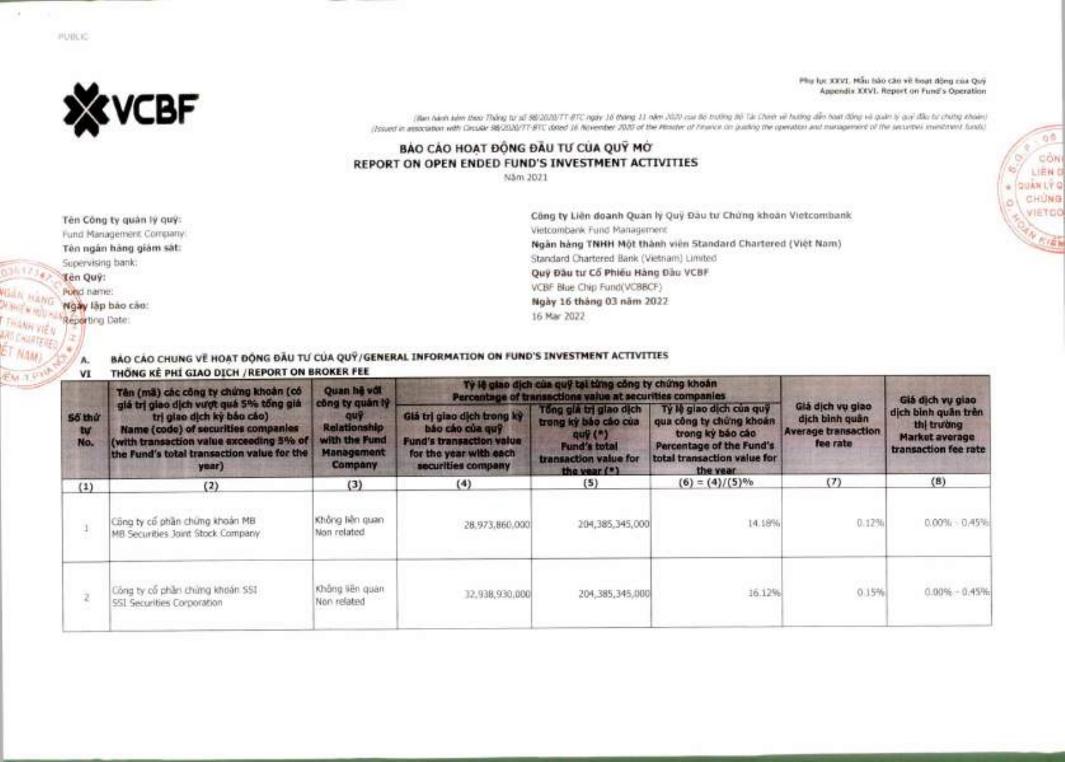PUBLIC

**VCBF**

Phụ lục XXVI. Mẫu báo cáo về hoạt động của Quỹ
Appendix XXVI. Report on Fund's Operation

(Ban hành kèm theo Thông tư số 98/2020/TT-BTC ngày 16 tháng 11 năm 2020 của Bộ trưởng Bộ Tài Chính về hướng dẫn hoạt động và quản lý quỹ đầu tư chứng khoán)
(Issued in association with Circular 98/2020/TT-BTC dated 16 November 2020 of the Minister of Finance on guiding the operation and management of the securities investment funds)

# BÁO CÁO HOẠT ĐỘNG ĐẦU TƯ CỦA QUỸ MỞ
# REPORT ON OPEN ENDED FUND'S INVESTMENT ACTIVITIES

Năm 2021

| | |
|---|---|
| **Tên Công ty quản lý quỹ:** Fund Management Company: | Công ty Liên doanh Quản lý Quỹ Đầu tư Chứng khoán Vietcombank Vietcombank Fund Management |
| **Tên ngân hàng giám sát:** Supervising bank: | **Ngân hàng TNHH Một thành viên Standard Chartered (Việt Nam)** Standard Chartered Bank (Vietnam) Limited |
| **Tên Quỹ:** Fund name: | **Quỹ Đầu tư Cổ Phiếu Hàng Đầu VCBF** VCBF Blue Chip Fund(VCBBCF) |
| **Ngày lập báo cáo:** Reporting Date: | **Ngày 16 tháng 03 năm 2022** 16 Mar 2022 |

**A. BÁO CÁO CHUNG VỀ HOẠT ĐỘNG ĐẦU TƯ CỦA QUỸ/GENERAL INFORMATION ON FUND'S INVESTMENT ACTIVITIES**

**VI THỐNG KÊ PHÍ GIAO DỊCH /REPORT ON BROKER FEE**

| Số thứ tự No. | Tên (mã) các công ty chứng khoán (có giá trị giao dịch vượt quá 5% tổng giá trị giao dịch kỳ báo cáo) Name (code) of securities companies (with transaction value exceeding 5% of the Fund's total transaction value for the year) | Quan hệ với công ty quản lý quỹ Relationship with the Fund Management Company | Tỷ lệ giao dịch của quỹ tại từng công ty chứng khoán Percentage of transactions value at securities companies | | | Giá dịch vụ giao dịch bình quân Average transaction fee rate | Giá dịch vụ giao dịch bình quân trên thị trường Market average transaction fee rate |
|---|---|---|---|---|---|---|---|
| | | | Giá trị giao dịch trong kỳ báo cáo của quỹ Fund's transaction value for the year with each securities company | Tổng giá trị giao dịch trong kỳ báo cáo của quỹ (*) Fund's total transaction value for the year (*) | Tỷ lệ giao dịch của quỹ qua công ty chứng khoán trong kỳ báo cáo Percentage of the Fund's total transaction value for the year | | |
| (1) | (2) | (3) | (4) | (5) | (6) = (4)/(5)% | (7) | (8) |
| 1 | Công ty cổ phần chứng khoán MB MB Securities Joint Stock Company | Không liên quan Non related | 28,973,860,000 | 204,385,345,000 | 14.18% | 0.12% | 0.00% - 0.45% |
| 2 | Công ty cổ phần chứng khoán SSI SSI Securities Corporation | Không liên quan Non related | 32,938,930,000 | 204,385,345,000 | 16.12% | 0.15% | 0.00% - 0.45% |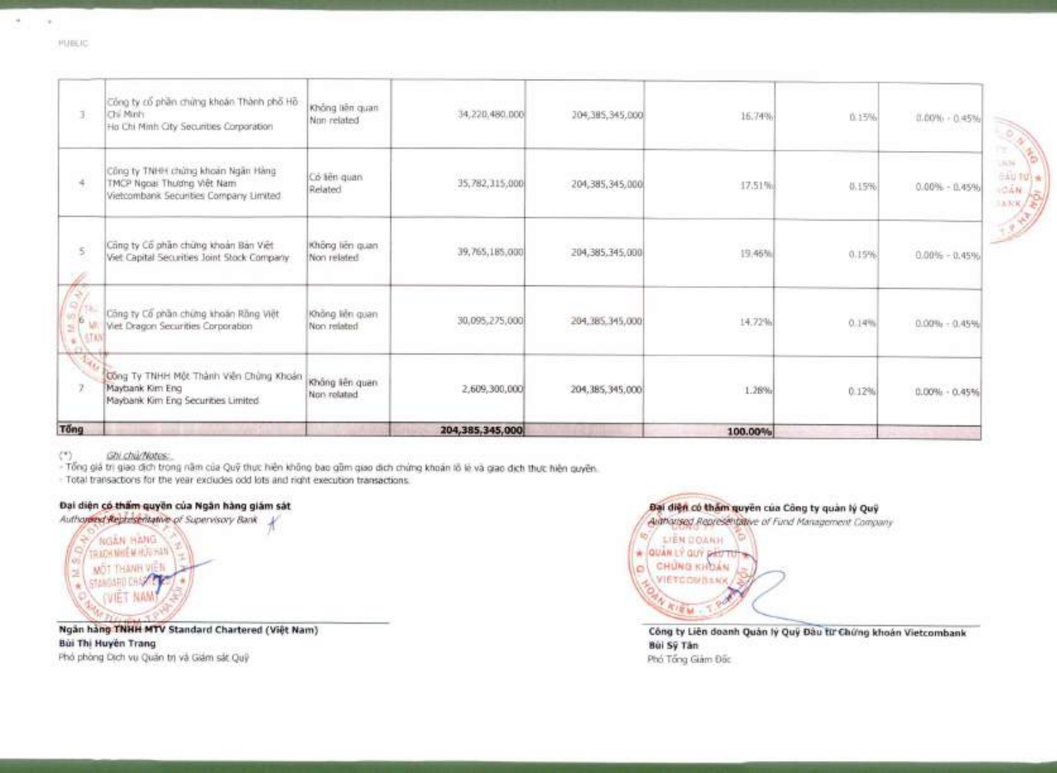| | | | | | | | |
|---|---|---|---|---|---|---|---|
| 3 | Công ty cổ phần chứng khoán Thành phố Hồ Chí Minh<br>Ho Chi Minh City Securities Corporation | Không liên quan<br>Non related | 34,220,480,000 | 204,385,345,000 | 16.74% | 0.15% | 0.00% - 0.45% |
| 4 | Công ty TNHH chứng khoán Ngân Hàng TMCP Ngoại Thương Việt Nam<br>Vietcombank Securities Company Limited | Có liên quan<br>Related | 35,782,315,000 | 204,385,345,000 | 17.51% | 0.15% | 0.00% - 0.45% |
| 5 | Công ty Cổ phần chứng khoán Bản Việt<br>Viet Capital Securities Joint Stock Company | Không liên quan<br>Non related | 39,765,185,000 | 204,385,345,000 | 19.46% | 0.15% | 0.00% - 0.45% |
| 6 | Công ty Cổ phần chứng khoán Rồng Việt<br>Viet Dragon Securities Corporation | Không liên quan<br>Non related | 30,095,275,000 | 204,385,345,000 | 14.72% | 0.14% | 0.00% - 0.45% |
| 7 | Công Ty TNHH Một Thành Viên Chứng Khoán Maybank Kim Eng<br>Maybank Kim Eng Securities Limited | Không liên quan<br>Non related | 2,609,300,000 | 204,385,345,000 | 1.28% | 0.12% | 0.00% - 0.45% |
| **Tổng** | | | **204,385,345,000** | | **100.00%** | | |

(*) *Ghi chú/Notes:*

- Tổng giá trị giao dịch trong năm của Quỹ thực hiện không bao gồm giao dịch chứng khoán lô lẻ và giao dịch thực hiện quyền.
- Total transactions for the year excludes odd lots and right execution transactions.

**Đại diện có thẩm quyền của Ngân hàng giám sát**
*Authorised Representative of Supervisory Bank*

**Ngân hàng TNHH MTV Standard Chartered (Việt Nam)**
**Bùi Thị Huyền Trang**
Phó phòng Dịch vụ Quản trị và Giám sát Quỹ

**Đại diện có thẩm quyền của Công ty quản lý Quỹ**
*Authorised Representative of Fund Management Company*

**Công ty Liên doanh Quản lý Quỹ Đầu tư Chứng khoán Vietcombank**
**Bùi Sỹ Tân**
Phó Tổng Giám Đốc